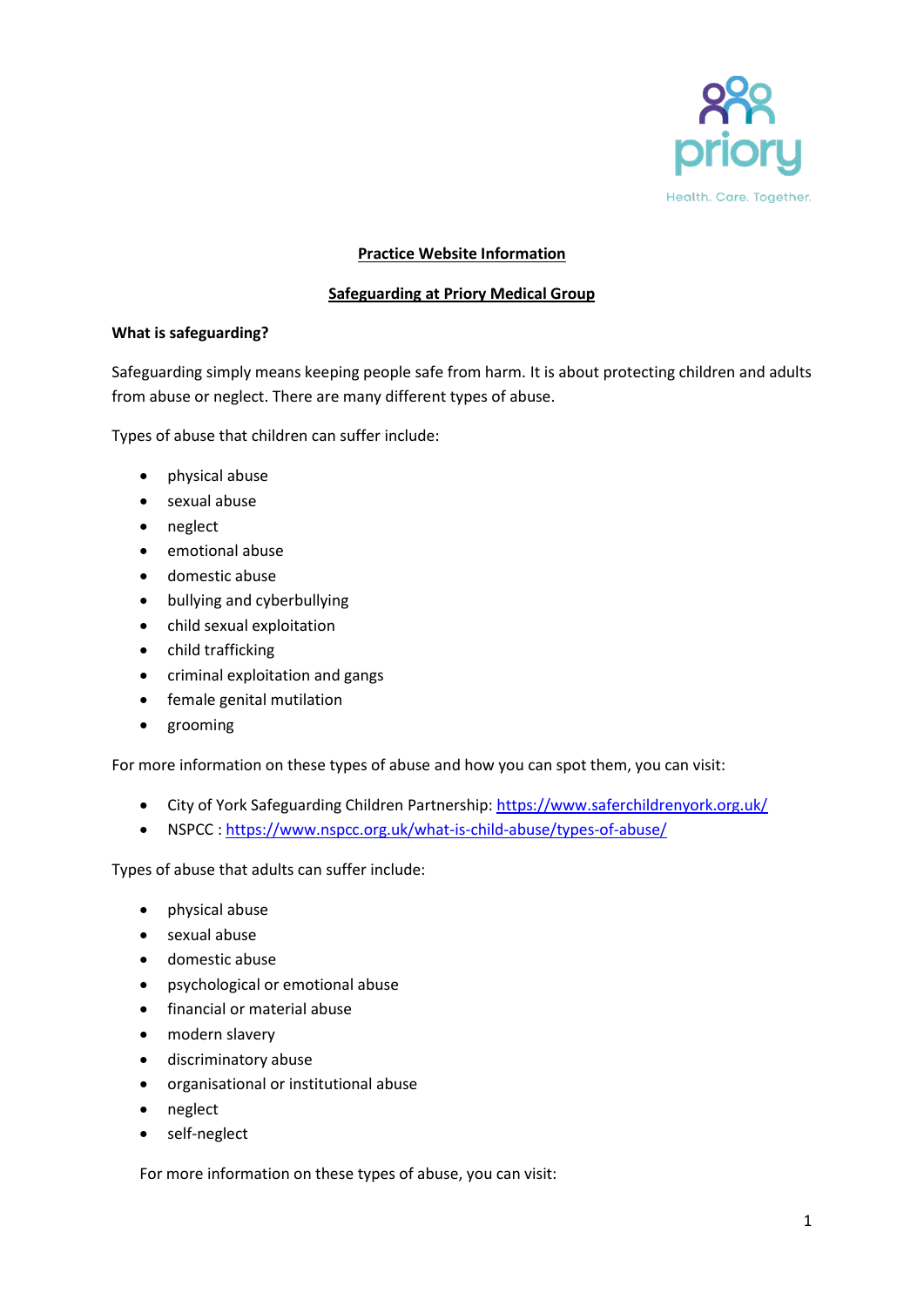## Practice Website Information

## Safeguarding at Priory Medical Group

### What is safeguarding?

Safeguarding simply means keeping people safe from harm. It is about protecting children and adults from abuse or neglect. There are many different types of abuse.

Types of abuse that children can suffer include:

- physical abuse
- sexual abuse
- neglect
- emotional abuse
- domestic abuse
- bullying and cyberbullying
- child sexual exploitation
- child trafficking
- criminal exploitation and gangs
- female genital mutilation
- grooming

For more information on these types of abuse and how you can spot them, you can visit:

- City of York Safeguarding Children Partnership: https://www.saferchildrenyork.org.uk/
- NSPCC : https://www.nspcc.org.uk/what-is-child-abuse/types-of-abuse/

Types of abuse that adults can suffer include:

- physical abuse
- sexual abuse
- domestic abuse
- psychological or emotional abuse
- financial or material abuse
- modern slavery
- discriminatory abuse
- organisational or institutional abuse
- neglect
- self-neglect

For more information on these types of abuse, you can visit: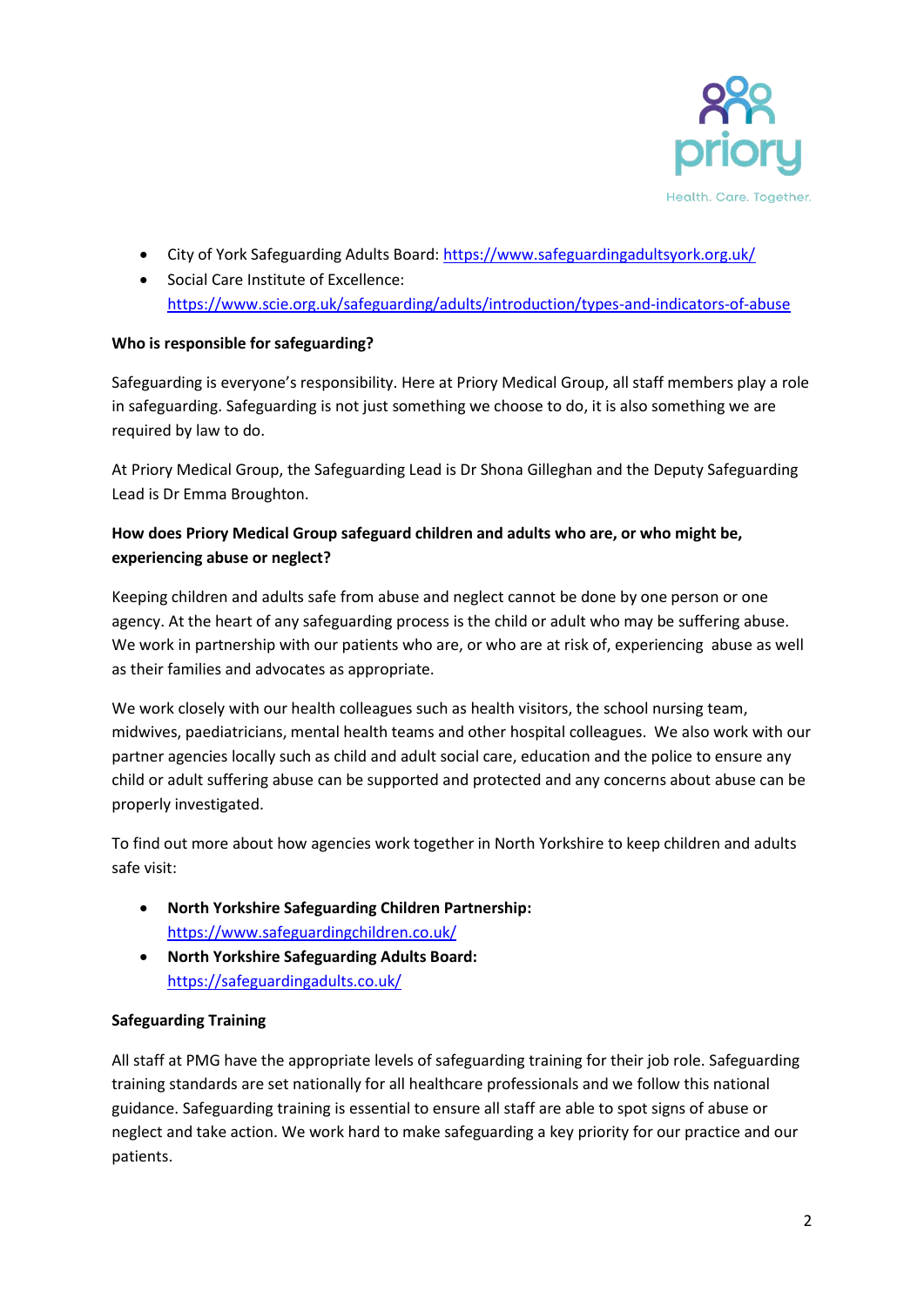- City of York Safeguarding Adults Board: https://www.safeguardingadultsyork.org.uk/
- Social Care Institute of Excellence: https://www.scie.org.uk/safeguarding/adults/introduction/types-and-indicators-of-abuse

**Who is responsible for safeguarding?**

Safeguarding is everyone's responsibility. Here at Priory Medical Group, all staff members play a role in safeguarding. Safeguarding is not just something we choose to do, it is also something we are required by law to do.

At Priory Medical Group, the Safeguarding Lead is Dr Shona Gilleghan and the Deputy Safeguarding Lead is Dr Emma Broughton.

**How does Priory Medical Group safeguard children and adults who are, or who might be, experiencing abuse or neglect?**

Keeping children and adults safe from abuse and neglect cannot be done by one person or one agency. At the heart of any safeguarding process is the child or adult who may be suffering abuse. We work in partnership with our patients who are, or who are at risk of, experiencing abuse as well as their families and advocates as appropriate.

We work closely with our health colleagues such as health visitors, the school nursing team, midwives, paediatricians, mental health teams and other hospital colleagues. We also work with our partner agencies locally such as child and adult social care, education and the police to ensure any child or adult suffering abuse can be supported and protected and any concerns about abuse can be properly investigated.

To find out more about how agencies work together in North Yorkshire to keep children and adults safe visit:

- **North Yorkshire Safeguarding Children Partnership:** https://www.safeguardingchildren.co.uk/
- **North Yorkshire Safeguarding Adults Board:** https://safeguardingadults.co.uk/

**Safeguarding Training**

All staff at PMG have the appropriate levels of safeguarding training for their job role. Safeguarding training standards are set nationally for all healthcare professionals and we follow this national guidance. Safeguarding training is essential to ensure all staff are able to spot signs of abuse or neglect and take action. We work hard to make safeguarding a key priority for our practice and our patients.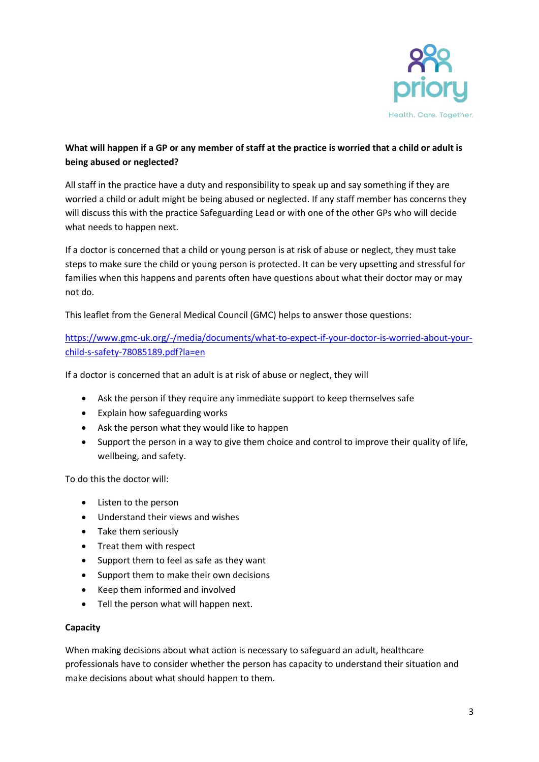**What will happen if a GP or any member of staff at the practice is worried that a child or adult is being abused or neglected?**

All staff in the practice have a duty and responsibility to speak up and say something if they are worried a child or adult might be being abused or neglected. If any staff member has concerns they will discuss this with the practice Safeguarding Lead or with one of the other GPs who will decide what needs to happen next.

If a doctor is concerned that a child or young person is at risk of abuse or neglect, they must take steps to make sure the child or young person is protected. It can be very upsetting and stressful for families when this happens and parents often have questions about what their doctor may or may not do.

This leaflet from the General Medical Council (GMC) helps to answer those questions:

[https://www.gmc-uk.org/-/media/documents/what-to-expect-if-your-doctor-is-worried-about-your-child-s-safety-78085189.pdf?la=en](https://www.gmc-uk.org/-/media/documents/what-to-expect-if-your-doctor-is-worried-about-your-child-s-safety-78085189.pdf?la=en)

If a doctor is concerned that an adult is at risk of abuse or neglect, they will

- Ask the person if they require any immediate support to keep themselves safe
- Explain how safeguarding works
- Ask the person what they would like to happen
- Support the person in a way to give them choice and control to improve their quality of life, wellbeing, and safety.

To do this the doctor will:

- Listen to the person
- Understand their views and wishes
- Take them seriously
- Treat them with respect
- Support them to feel as safe as they want
- Support them to make their own decisions
- Keep them informed and involved
- Tell the person what will happen next.

**Capacity**

When making decisions about what action is necessary to safeguard an adult, healthcare professionals have to consider whether the person has capacity to understand their situation and make decisions about what should happen to them.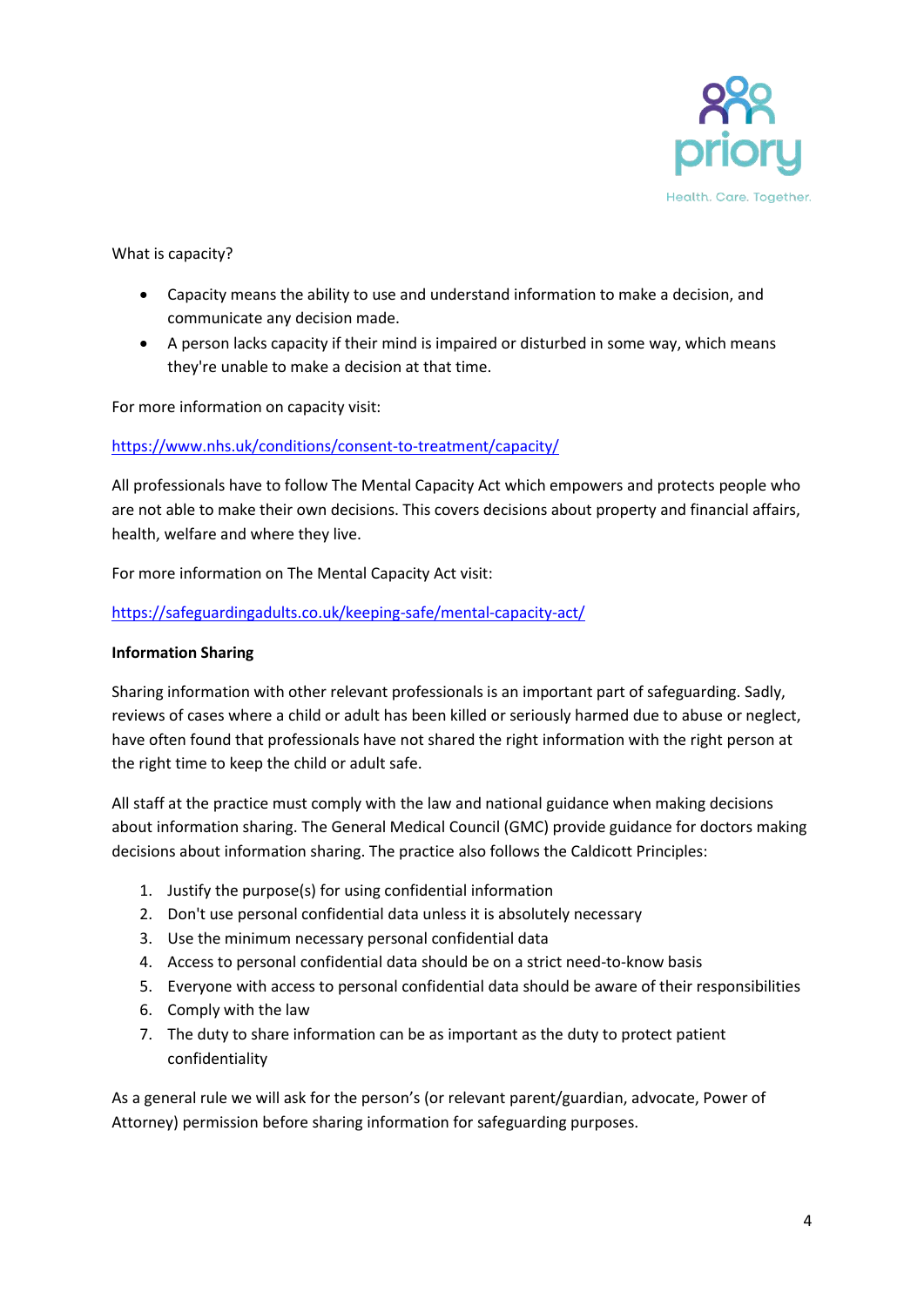What is capacity?

- Capacity means the ability to use and understand information to make a decision, and communicate any decision made.
- A person lacks capacity if their mind is impaired or disturbed in some way, which means they're unable to make a decision at that time.

For more information on capacity visit:

https://www.nhs.uk/conditions/consent-to-treatment/capacity/

All professionals have to follow The Mental Capacity Act which empowers and protects people who are not able to make their own decisions. This covers decisions about property and financial affairs, health, welfare and where they live.

For more information on The Mental Capacity Act visit:

https://safeguardingadults.co.uk/keeping-safe/mental-capacity-act/

**Information Sharing**

Sharing information with other relevant professionals is an important part of safeguarding. Sadly, reviews of cases where a child or adult has been killed or seriously harmed due to abuse or neglect, have often found that professionals have not shared the right information with the right person at the right time to keep the child or adult safe.

All staff at the practice must comply with the law and national guidance when making decisions about information sharing. The General Medical Council (GMC) provide guidance for doctors making decisions about information sharing. The practice also follows the Caldicott Principles:

1. Justify the purpose(s) for using confidential information
2. Don't use personal confidential data unless it is absolutely necessary
3. Use the minimum necessary personal confidential data
4. Access to personal confidential data should be on a strict need-to-know basis
5. Everyone with access to personal confidential data should be aware of their responsibilities
6. Comply with the law
7. The duty to share information can be as important as the duty to protect patient confidentiality

As a general rule we will ask for the person's (or relevant parent/guardian, advocate, Power of Attorney) permission before sharing information for safeguarding purposes.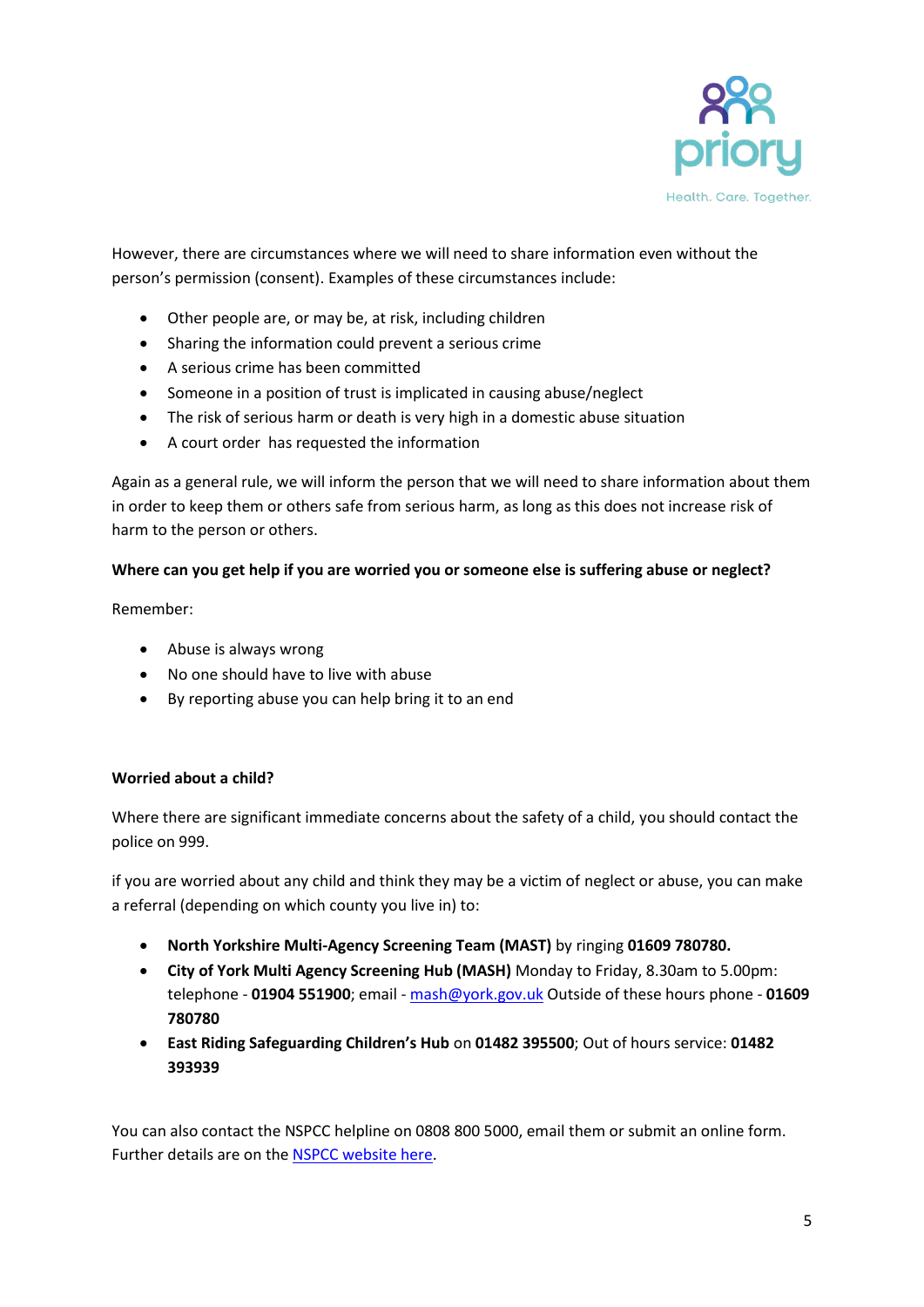However, there are circumstances where we will need to share information even without the person's permission (consent). Examples of these circumstances include:

- Other people are, or may be, at risk, including children
- Sharing the information could prevent a serious crime
- A serious crime has been committed
- Someone in a position of trust is implicated in causing abuse/neglect
- The risk of serious harm or death is very high in a domestic abuse situation
- A court order has requested the information

Again as a general rule, we will inform the person that we will need to share information about them in order to keep them or others safe from serious harm, as long as this does not increase risk of harm to the person or others.

**Where can you get help if you are worried you or someone else is suffering abuse or neglect?**

Remember:

- Abuse is always wrong
- No one should have to live with abuse
- By reporting abuse you can help bring it to an end

**Worried about a child?**

Where there are significant immediate concerns about the safety of a child, you should contact the police on 999.

if you are worried about any child and think they may be a victim of neglect or abuse, you can make a referral (depending on which county you live in) to:

- **North Yorkshire Multi-Agency Screening Team (MAST)** by ringing **01609 780780.**
- **City of York Multi Agency Screening Hub (MASH)** Monday to Friday, 8.30am to 5.00pm: telephone - **01904 551900**; email - mash@york.gov.uk Outside of these hours phone - **01609 780780**
- **East Riding Safeguarding Children's Hub** on **01482 395500**; Out of hours service: **01482 393939**

You can also contact the NSPCC helpline on 0808 800 5000, email them or submit an online form. Further details are on the NSPCC website here.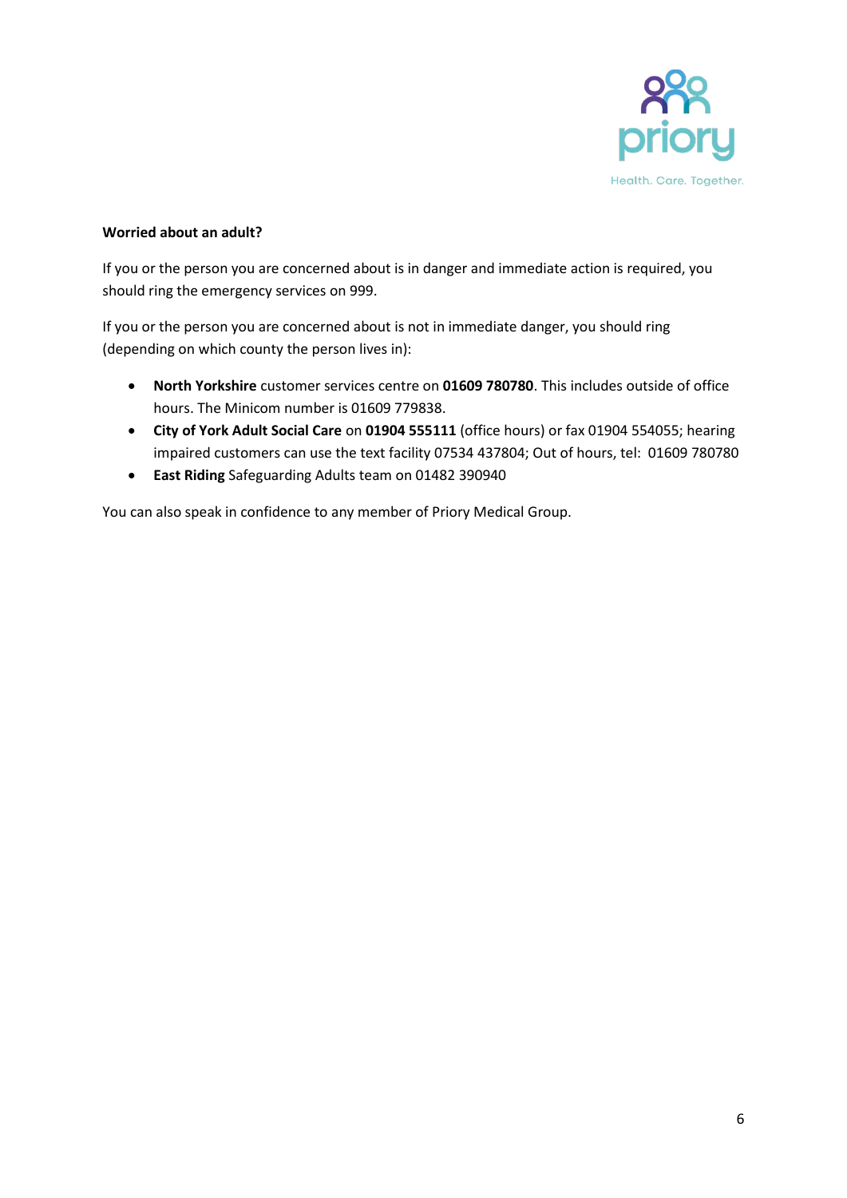**Worried about an adult?**

If you or the person you are concerned about is in danger and immediate action is required, you should ring the emergency services on 999.

If you or the person you are concerned about is not in immediate danger, you should ring (depending on which county the person lives in):

- **North Yorkshire** customer services centre on **01609 780780**. This includes outside of office hours. The Minicom number is 01609 779838.
- **City of York Adult Social Care** on **01904 555111** (office hours) or fax 01904 554055; hearing impaired customers can use the text facility 07534 437804; Out of hours, tel: 01609 780780
- **East Riding** Safeguarding Adults team on 01482 390940

You can also speak in confidence to any member of Priory Medical Group.